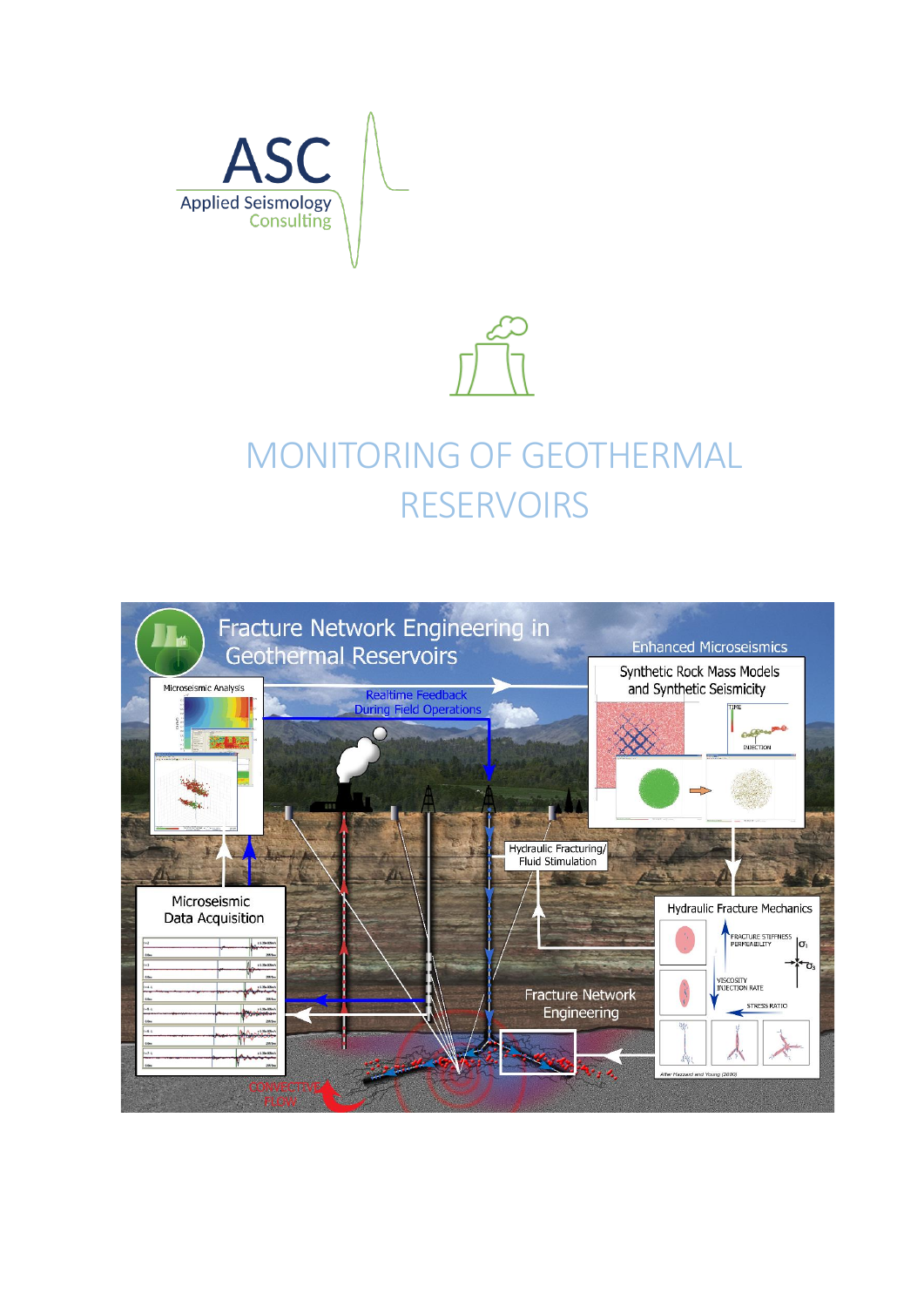ASC

Applied Seismology Consulting

# MONITORING OF GEOTHERMAL RESERVOIRS

Fracture Network Engineering in Geothermal Reservoirs

Microseismic Analysis

Realtime Feedback During Field Operations

Enhanced Microseismics

Synthetic Rock Mass Models and Synthetic Seismicity

Hydraulic Fracturing/ Fluid Stimulation

Microseismic Data Acquisition

Hydraulic Fracture Mechanics

Fracture Network Engineering

CONVECTIVE FLOW

After Hazzard and Young (2000)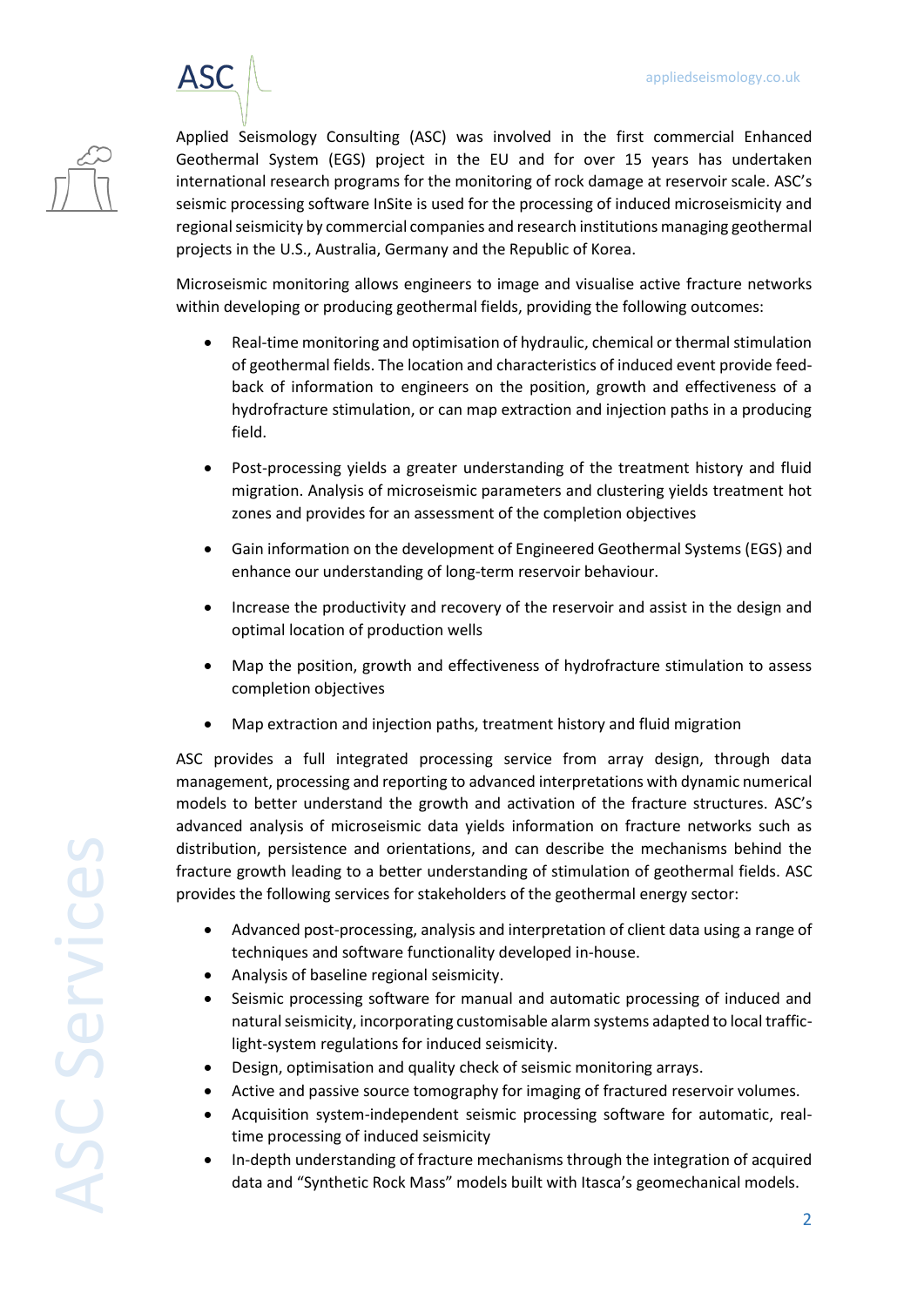Applied Seismology Consulting (ASC) was involved in the first commercial Enhanced Geothermal System (EGS) project in the EU and for over 15 years has undertaken international research programs for the monitoring of rock damage at reservoir scale. ASC's seismic processing software InSite is used for the processing of induced microseismicity and regional seismicity by commercial companies and research institutions managing geothermal projects in the U.S., Australia, Germany and the Republic of Korea.

Microseismic monitoring allows engineers to image and visualise active fracture networks within developing or producing geothermal fields, providing the following outcomes:

- Real-time monitoring and optimisation of hydraulic, chemical or thermal stimulation of geothermal fields. The location and characteristics of induced event provide feed-back of information to engineers on the position, growth and effectiveness of a hydrofracture stimulation, or can map extraction and injection paths in a producing field.
- Post-processing yields a greater understanding of the treatment history and fluid migration. Analysis of microseismic parameters and clustering yields treatment hot zones and provides for an assessment of the completion objectives
- Gain information on the development of Engineered Geothermal Systems (EGS) and enhance our understanding of long-term reservoir behaviour.
- Increase the productivity and recovery of the reservoir and assist in the design and optimal location of production wells
- Map the position, growth and effectiveness of hydrofracture stimulation to assess completion objectives
- Map extraction and injection paths, treatment history and fluid migration

ASC provides a full integrated processing service from array design, through data management, processing and reporting to advanced interpretations with dynamic numerical models to better understand the growth and activation of the fracture structures. ASC's advanced analysis of microseismic data yields information on fracture networks such as distribution, persistence and orientations, and can describe the mechanisms behind the fracture growth leading to a better understanding of stimulation of geothermal fields. ASC provides the following services for stakeholders of the geothermal energy sector:

- Advanced post-processing, analysis and interpretation of client data using a range of techniques and software functionality developed in-house.
- Analysis of baseline regional seismicity.
- Seismic processing software for manual and automatic processing of induced and natural seismicity, incorporating customisable alarm systems adapted to local traffic-light-system regulations for induced seismicity.
- Design, optimisation and quality check of seismic monitoring arrays.
- Active and passive source tomography for imaging of fractured reservoir volumes.
- Acquisition system-independent seismic processing software for automatic, real-time processing of induced seismicity
- In-depth understanding of fracture mechanisms through the integration of acquired data and "Synthetic Rock Mass" models built with Itasca's geomechanical models.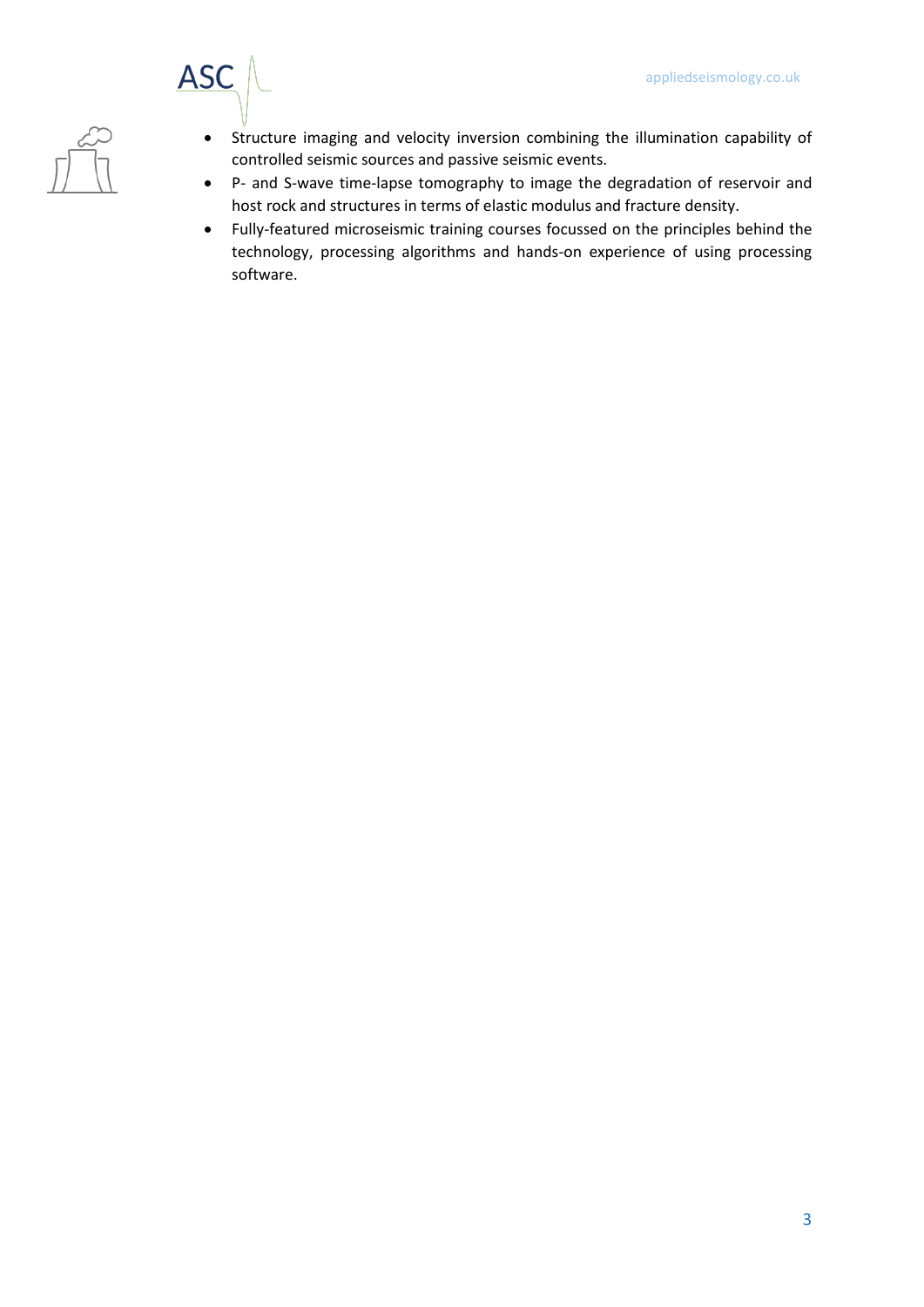- Structure imaging and velocity inversion combining the illumination capability of controlled seismic sources and passive seismic events.
- P- and S-wave time-lapse tomography to image the degradation of reservoir and host rock and structures in terms of elastic modulus and fracture density.
- Fully-featured microseismic training courses focussed on the principles behind the technology, processing algorithms and hands-on experience of using processing software.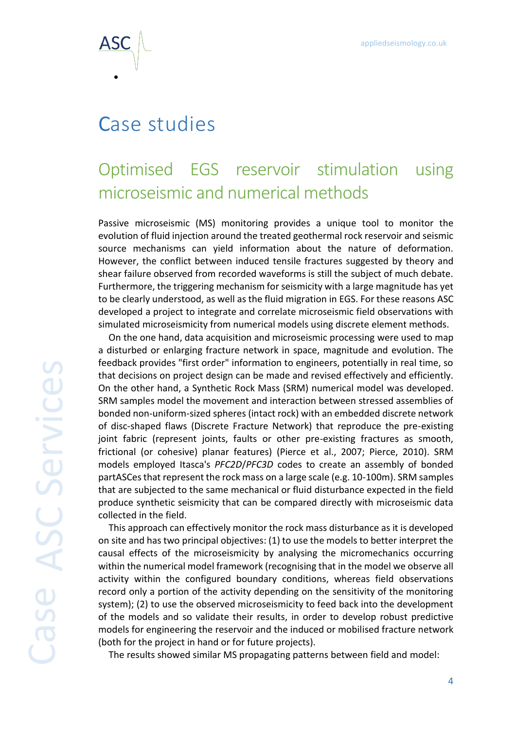# Case studies

## Optimised EGS reservoir stimulation using microseismic and numerical methods

Passive microseismic (MS) monitoring provides a unique tool to monitor the evolution of fluid injection around the treated geothermal rock reservoir and seismic source mechanisms can yield information about the nature of deformation. However, the conflict between induced tensile fractures suggested by theory and shear failure observed from recorded waveforms is still the subject of much debate. Furthermore, the triggering mechanism for seismicity with a large magnitude has yet to be clearly understood, as well as the fluid migration in EGS. For these reasons ASC developed a project to integrate and correlate microseismic field observations with simulated microseismicity from numerical models using discrete element methods.

On the one hand, data acquisition and microseismic processing were used to map a disturbed or enlarging fracture network in space, magnitude and evolution. The feedback provides "first order" information to engineers, potentially in real time, so that decisions on project design can be made and revised effectively and efficiently. On the other hand, a Synthetic Rock Mass (SRM) numerical model was developed. SRM samples model the movement and interaction between stressed assemblies of bonded non-uniform-sized spheres (intact rock) with an embedded discrete network of disc-shaped flaws (Discrete Fracture Network) that reproduce the pre-existing joint fabric (represent joints, faults or other pre-existing fractures as smooth, frictional (or cohesive) planar features) (Pierce et al., 2007; Pierce, 2010). SRM models employed Itasca's *PFC2D*/*PFC3D* codes to create an assembly of bonded partASCes that represent the rock mass on a large scale (e.g. 10-100m). SRM samples that are subjected to the same mechanical or fluid disturbance expected in the field produce synthetic seismicity that can be compared directly with microseismic data collected in the field.

This approach can effectively monitor the rock mass disturbance as it is developed on site and has two principal objectives: (1) to use the models to better interpret the causal effects of the microseismicity by analysing the micromechanics occurring within the numerical model framework (recognising that in the model we observe all activity within the configured boundary conditions, whereas field observations record only a portion of the activity depending on the sensitivity of the monitoring system); (2) to use the observed microseismicity to feed back into the development of the models and so validate their results, in order to develop robust predictive models for engineering the reservoir and the induced or mobilised fracture network (both for the project in hand or for future projects).

The results showed similar MS propagating patterns between field and model: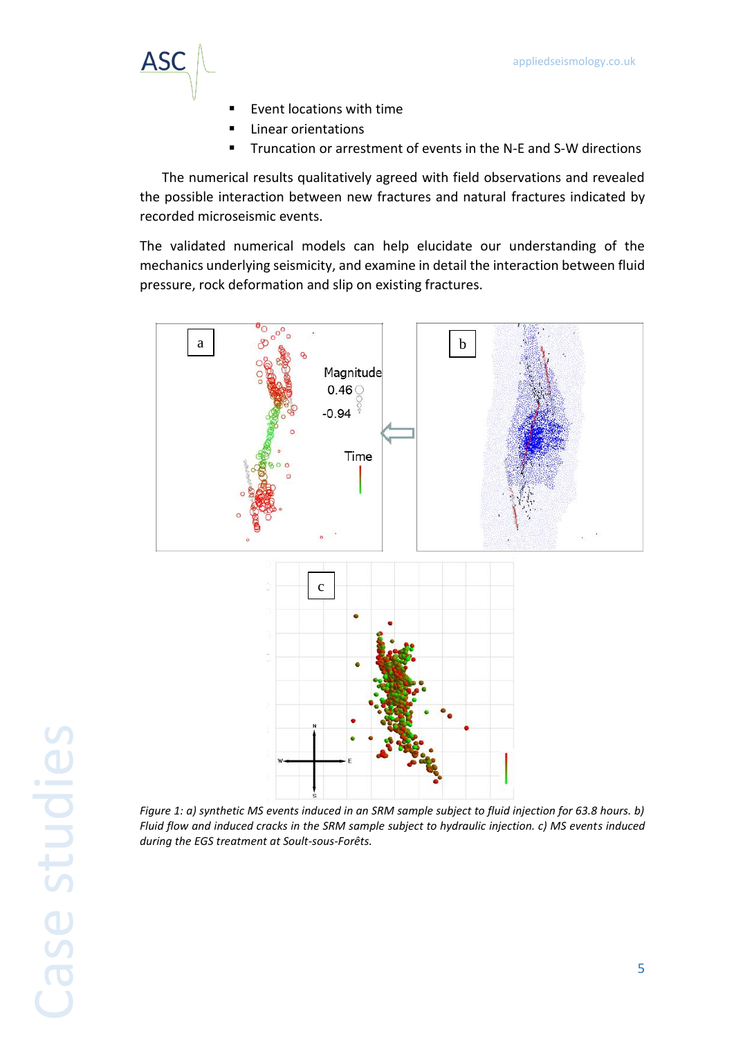- Event locations with time
- Linear orientations
- Truncation or arrestment of events in the N-E and S-W directions

The numerical results qualitatively agreed with field observations and revealed the possible interaction between new fractures and natural fractures indicated by recorded microseismic events.

The validated numerical models can help elucidate our understanding of the mechanics underlying seismicity, and examine in detail the interaction between fluid pressure, rock deformation and slip on existing fractures.

*Figure 1: a) synthetic MS events induced in an SRM sample subject to fluid injection for 63.8 hours. b) Fluid flow and induced cracks in the SRM sample subject to hydraulic injection. c) MS events induced during the EGS treatment at Soult-sous-Forêts.*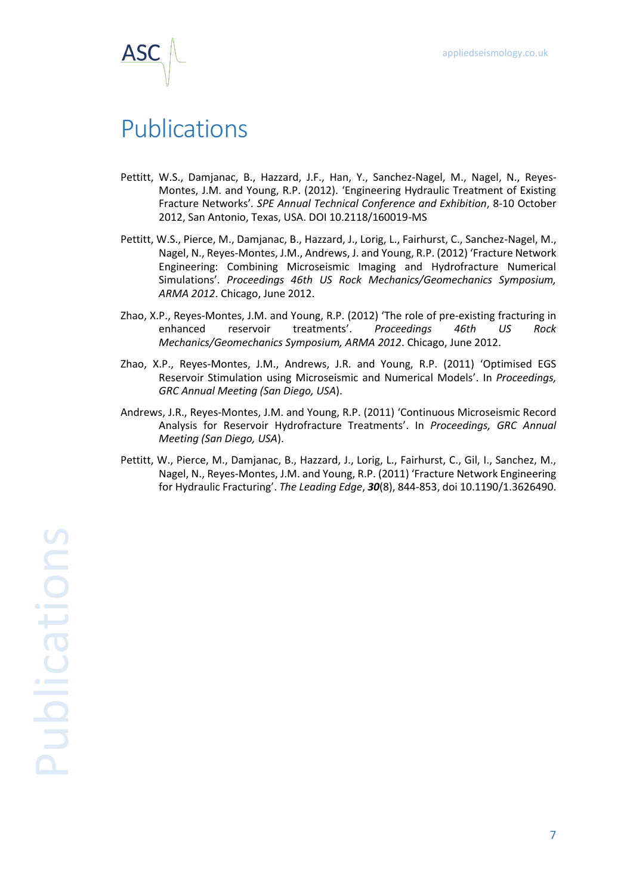# Publications

Pettitt, W.S., Damjanac, B., Hazzard, J.F., Han, Y., Sanchez-Nagel, M., Nagel, N., Reyes-Montes, J.M. and Young, R.P. (2012). 'Engineering Hydraulic Treatment of Existing Fracture Networks'. *SPE Annual Technical Conference and Exhibition*, 8-10 October 2012, San Antonio, Texas, USA. DOI 10.2118/160019-MS

Pettitt, W.S., Pierce, M., Damjanac, B., Hazzard, J., Lorig, L., Fairhurst, C., Sanchez-Nagel, M., Nagel, N., Reyes-Montes, J.M., Andrews, J. and Young, R.P. (2012) 'Fracture Network Engineering: Combining Microseismic Imaging and Hydrofracture Numerical Simulations'. *Proceedings 46th US Rock Mechanics/Geomechanics Symposium, ARMA 2012*. Chicago, June 2012.

Zhao, X.P., Reyes-Montes, J.M. and Young, R.P. (2012) 'The role of pre-existing fracturing in enhanced reservoir treatments'. *Proceedings 46th US Rock Mechanics/Geomechanics Symposium, ARMA 2012*. Chicago, June 2012.

Zhao, X.P., Reyes-Montes, J.M., Andrews, J.R. and Young, R.P. (2011) 'Optimised EGS Reservoir Stimulation using Microseismic and Numerical Models'. In *Proceedings, GRC Annual Meeting (San Diego, USA*).

Andrews, J.R., Reyes-Montes, J.M. and Young, R.P. (2011) 'Continuous Microseismic Record Analysis for Reservoir Hydrofracture Treatments'. In *Proceedings, GRC Annual Meeting (San Diego, USA*).

Pettitt, W., Pierce, M., Damjanac, B., Hazzard, J., Lorig, L., Fairhurst, C., Gil, I., Sanchez, M., Nagel, N., Reyes-Montes, J.M. and Young, R.P. (2011) 'Fracture Network Engineering for Hydraulic Fracturing'. *The Leading Edge*, ***30***(8), 844-853, doi 10.1190/1.3626490.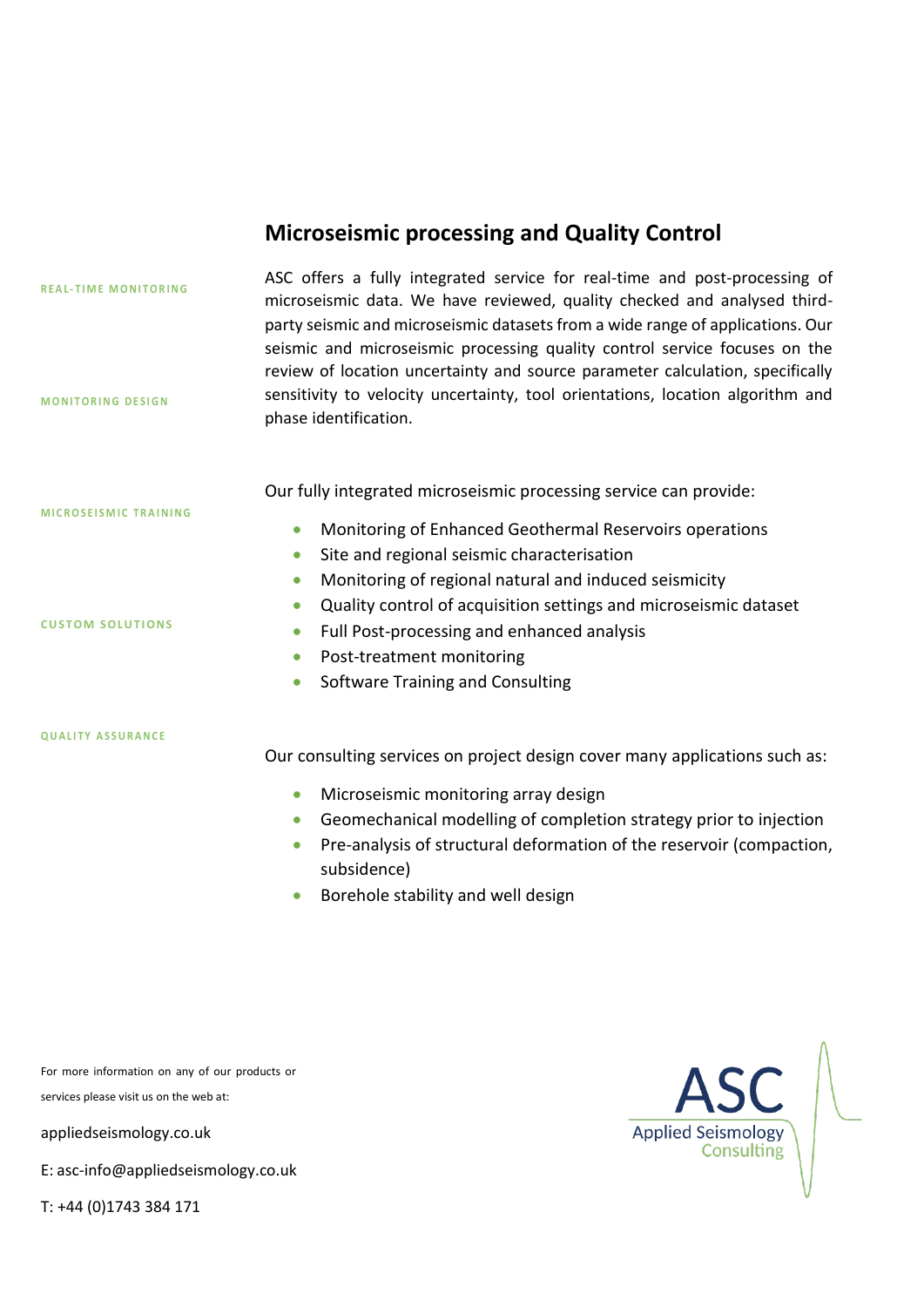## Microseismic processing and Quality Control

REAL-TIME MONITORING

MONITORING DESIGN

MICROSEISMIC TRAINING

CUSTOM SOLUTIONS

QUALITY ASSURANCE

ASC offers a fully integrated service for real-time and post-processing of microseismic data. We have reviewed, quality checked and analysed third-party seismic and microseismic datasets from a wide range of applications. Our seismic and microseismic processing quality control service focuses on the review of location uncertainty and source parameter calculation, specifically sensitivity to velocity uncertainty, tool orientations, location algorithm and phase identification.

Our fully integrated microseismic processing service can provide:

- Monitoring of Enhanced Geothermal Reservoirs operations
- Site and regional seismic characterisation
- Monitoring of regional natural and induced seismicity
- Quality control of acquisition settings and microseismic dataset
- Full Post-processing and enhanced analysis
- Post-treatment monitoring
- Software Training and Consulting

Our consulting services on project design cover many applications such as:

- Microseismic monitoring array design
- Geomechanical modelling of completion strategy prior to injection
- Pre-analysis of structural deformation of the reservoir (compaction, subsidence)
- Borehole stability and well design

For more information on any of our products or services please visit us on the web at:

appliedseismology.co.uk

E: asc-info@appliedseismology.co.uk

T: +44 (0)1743 384 171

ASC
Applied Seismology
Consulting